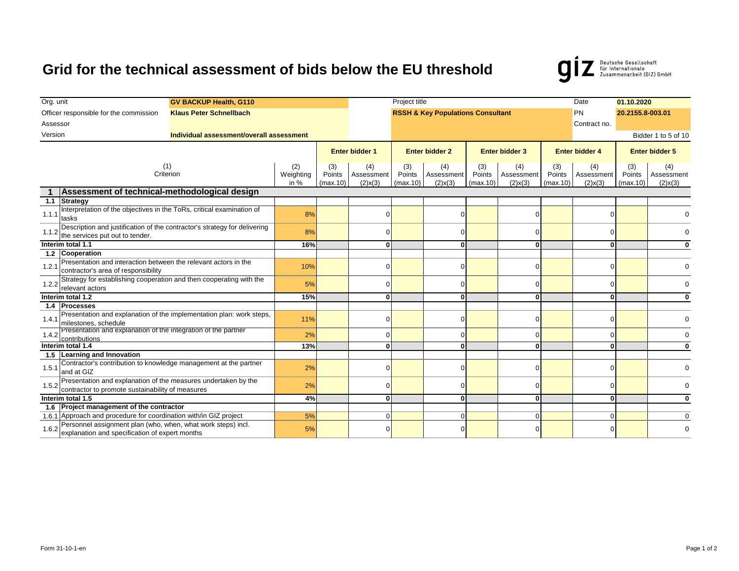# Grid for the technical assessment of bids below the EU threshold

giz Deutsche Gesellschaft für Internationale Zusammenarbeit (GIZ) GmbH

| | | | | | |
|---|---|---|---|---|---|
| Org. unit | GV BACKUP Health, G110 | Project title | | Date | 01.10.2020 |
| Officer responsible for the commission | Klaus Peter Schnellbach | | RSSH & Key Populations Consultant | PN | 20.2155.8-003.01 |
| Assessor | | | | Contract no. | |
| Version | Individual assessment/overall assessment | | | | Bidder 1 to 5 of 10 |

| | (1) Criterion | (2) Weighting in % | Enter bidder 1 | | Enter bidder 2 | | Enter bidder 3 | | Enter bidder 4 | | Enter bidder 5 | |
|---|---|---|---|---|---|---|---|---|---|---|---|---|
| | | | (3) Points (max.10) | (4) Assessment (2)x(3) | (3) Points (max.10) | (4) Assessment (2)x(3) | (3) Points (max.10) | (4) Assessment (2)x(3) | (3) Points (max.10) | (4) Assessment (2)x(3) | (3) Points (max.10) | (4) Assessment (2)x(3) |
| **1** | **Assessment of technical-methodological design** | | | | | | | | | | | |
| **1.1** | **Strategy** | | | | | | | | | | | |
| 1.1.1 | Interpretation of the objectives in the ToRs, critical examination of tasks | 8% | | 0 | | 0 | | 0 | | 0 | | 0 |
| 1.1.2 | Description and justification of the contractor's strategy for delivering the services put out to tender. | 8% | | 0 | | 0 | | 0 | | 0 | | 0 |
| **Interim total 1.1** | | **16%** | | **0** | | **0** | | **0** | | **0** | | **0** |
| **1.2** | **Cooperation** | | | | | | | | | | | |
| 1.2.1 | Presentation and interaction between the relevant actors in the contractor's area of responsibility | 10% | | 0 | | 0 | | 0 | | 0 | | 0 |
| 1.2.2 | Strategy for establishing cooperation and then cooperating with the relevant actors | 5% | | 0 | | 0 | | 0 | | 0 | | 0 |
| **Interim total 1.2** | | **15%** | | **0** | | **0** | | **0** | | **0** | | **0** |
| **1.4** | **Processes** | | | | | | | | | | | |
| 1.4.1 | Presentation and explanation of the implementation plan: work steps, milestones, schedule | 11% | | 0 | | 0 | | 0 | | 0 | | 0 |
| 1.4.2 | Presentation and explanation of the integration of the partner contributions | 2% | | 0 | | 0 | | 0 | | 0 | | 0 |
| **Interim total 1.4** | | **13%** | | **0** | | **0** | | **0** | | **0** | | **0** |
| **1.5** | **Learning and Innovation** | | | | | | | | | | | |
| 1.5.1 | Contractor's contribution to knowledge management at the partner and at GIZ | 2% | | 0 | | 0 | | 0 | | 0 | | 0 |
| 1.5.2 | Presentation and explanation of the measures undertaken by the contractor to promote sustainability of measures | 2% | | 0 | | 0 | | 0 | | 0 | | 0 |
| **Interim total 1.5** | | **4%** | | **0** | | **0** | | **0** | | **0** | | **0** |
| **1.6** | **Project management of the contractor** | | | | | | | | | | | |
| 1.6.1 | Approach and procedure for coordination with/in GIZ project | 5% | | 0 | | 0 | | 0 | | 0 | | 0 |
| 1.6.2 | Personnel assignment plan (who, when, what work steps) incl. explanation and specification of expert months | 5% | | 0 | | 0 | | 0 | | 0 | | 0 |

Form 31-10-1-en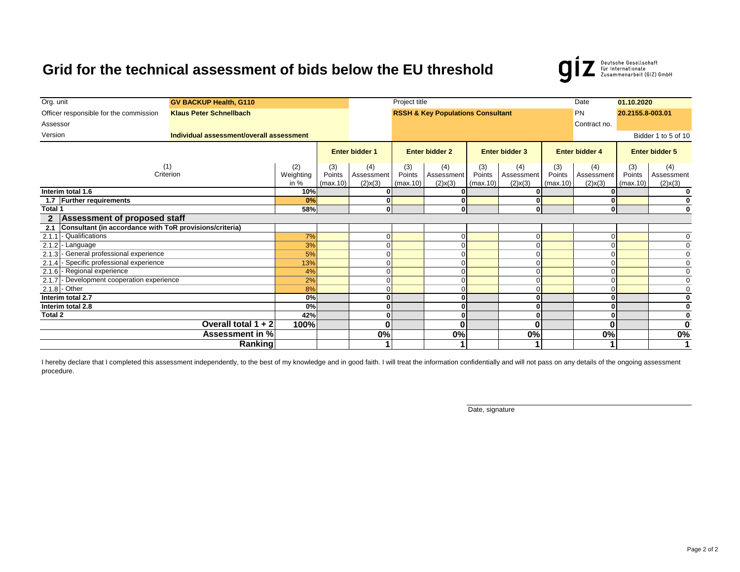# Grid for the technical assessment of bids below the EU threshold

giz Deutsche Gesellschaft für Internationale Zusammenarbeit (GIZ) GmbH

| | | | | | |
|---|---|---|---|---|---|
| Org. unit | GV BACKUP Health, G110 | Project title | | Date | 01.10.2020 |
| Officer responsible for the commission | Klaus Peter Schnellbach | RSSH & Key Populations Consultant | | PN | 20.2155.8-003.01 |
| Assessor | | | | Contract no. | |
| Version | Individual assessment/overall assessment | | | | Bidder 1 to 5 of 10 |

| | | | Enter bidder 1 | | Enter bidder 2 | | Enter bidder 3 | | Enter bidder 4 | | Enter bidder 5 | |
|---|---|---|---|---|---|---|---|---|---|---|---|---|
| | (1) Criterion | (2) Weighting in % | (3) Points (max.10) | (4) Assessment (2)x(3) | (3) Points (max.10) | (4) Assessment (2)x(3) | (3) Points (max.10) | (4) Assessment (2)x(3) | (3) Points (max.10) | (4) Assessment (2)x(3) | (3) Points (max.10) | (4) Assessment (2)x(3) |
| **Interim total 1.6** | | **10%** | | **0** | | **0** | | **0** | | **0** | | **0** |
| **1.7** | **Further requirements** | **0%** | | **0** | | **0** | | **0** | | **0** | | **0** |
| **Total 1** | | **58%** | | **0** | | **0** | | **0** | | **0** | | **0** |
| **2** | **Assessment of proposed staff** | | | | | | | | | | | |
| **2.1** | **Consultant (in accordance with ToR provisions/criteria)** | | | | | | | | | | | |
| 2.1.1 | - Qualifications | 7% | | 0 | | 0 | | 0 | | 0 | | 0 |
| 2.1.2 | - Language | 3% | | 0 | | 0 | | 0 | | 0 | | 0 |
| 2.1.3 | - General professional experience | 5% | | 0 | | 0 | | 0 | | 0 | | 0 |
| 2.1.4 | - Specific professional experience | 13% | | 0 | | 0 | | 0 | | 0 | | 0 |
| 2.1.6 | - Regional experience | 4% | | 0 | | 0 | | 0 | | 0 | | 0 |
| 2.1.7 | - Development cooperation experience | 2% | | 0 | | 0 | | 0 | | 0 | | 0 |
| 2.1.8 | - Other | 8% | | 0 | | 0 | | 0 | | 0 | | 0 |
| **Interim total 2.7** | | **0%** | | **0** | | **0** | | **0** | | **0** | | **0** |
| **Interim total 2.8** | | **0%** | | **0** | | **0** | | **0** | | **0** | | **0** |
| **Total 2** | | **42%** | | **0** | | **0** | | **0** | | **0** | | **0** |
| | **Overall total 1 + 2** | **100%** | | **0** | | **0** | | **0** | | **0** | | **0** |
| | **Assessment in %** | | | **0%** | | **0%** | | **0%** | | **0%** | | **0%** |
| | **Ranking** | | | **1** | | **1** | | **1** | | **1** | | **1** |

I hereby declare that I completed this assessment independently, to the best of my knowledge and in good faith. I will treat the information confidentially and will not pass on any details of the ongoing assessment procedure.

Date, signature